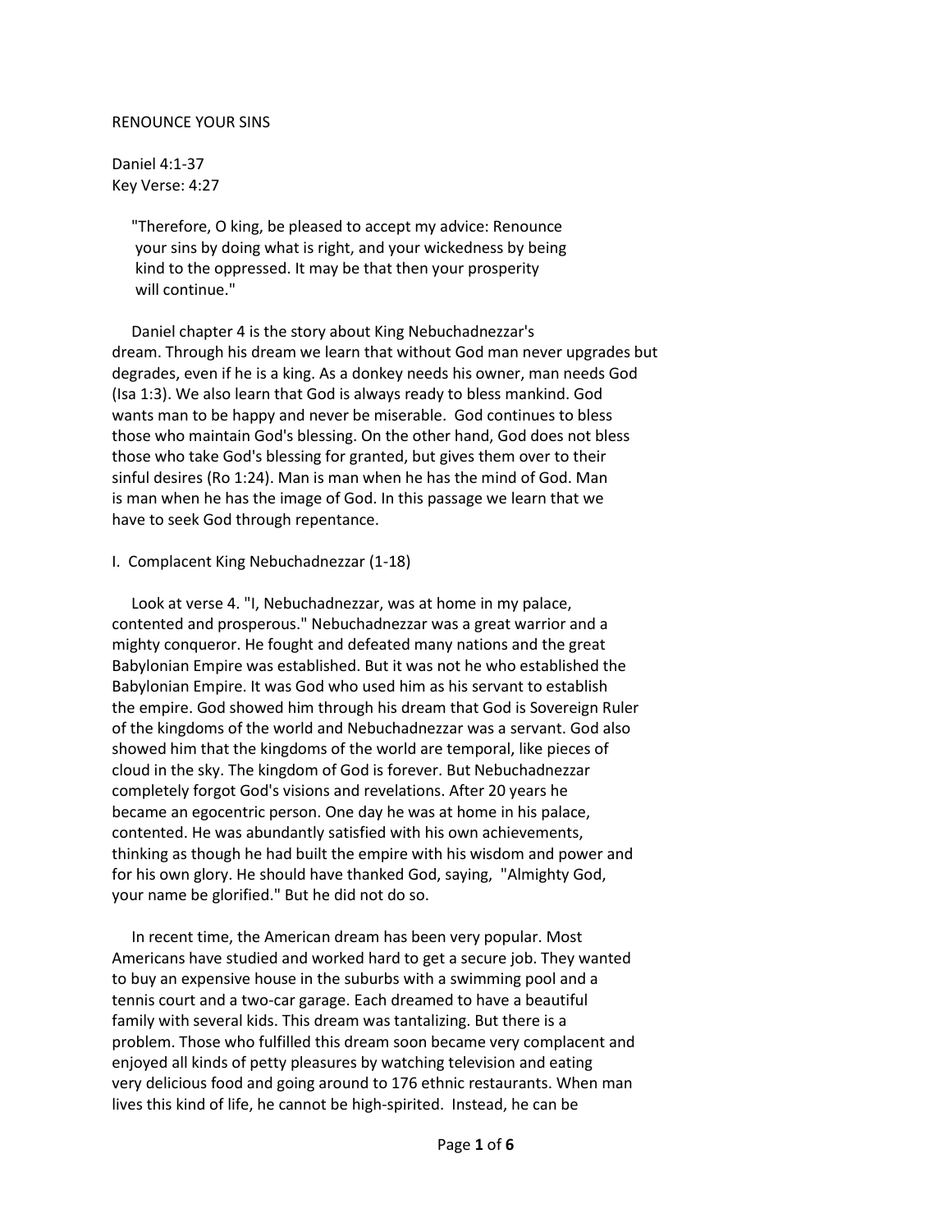# RENOUNCE YOUR SINS

Daniel 4:1-37
Key Verse: 4:27

> "Therefore, O king, be pleased to accept my advice: Renounce your sins by doing what is right, and your wickedness by being kind to the oppressed. It may be that then your prosperity will continue."

Daniel chapter 4 is the story about King Nebuchadnezzar's dream. Through his dream we learn that without God man never upgrades but degrades, even if he is a king. As a donkey needs his owner, man needs God (Isa 1:3). We also learn that God is always ready to bless mankind. God wants man to be happy and never be miserable. God continues to bless those who maintain God's blessing. On the other hand, God does not bless those who take God's blessing for granted, but gives them over to their sinful desires (Ro 1:24). Man is man when he has the mind of God. Man is man when he has the image of God. In this passage we learn that we have to seek God through repentance.

## I. Complacent King Nebuchadnezzar (1-18)

Look at verse 4. "I, Nebuchadnezzar, was at home in my palace, contented and prosperous." Nebuchadnezzar was a great warrior and a mighty conqueror. He fought and defeated many nations and the great Babylonian Empire was established. But it was not he who established the Babylonian Empire. It was God who used him as his servant to establish the empire. God showed him through his dream that God is Sovereign Ruler of the kingdoms of the world and Nebuchadnezzar was a servant. God also showed him that the kingdoms of the world are temporal, like pieces of cloud in the sky. The kingdom of God is forever. But Nebuchadnezzar completely forgot God's visions and revelations. After 20 years he became an egocentric person. One day he was at home in his palace, contented. He was abundantly satisfied with his own achievements, thinking as though he had built the empire with his wisdom and power and for his own glory. He should have thanked God, saying, "Almighty God, your name be glorified." But he did not do so.

In recent time, the American dream has been very popular. Most Americans have studied and worked hard to get a secure job. They wanted to buy an expensive house in the suburbs with a swimming pool and a tennis court and a two-car garage. Each dreamed to have a beautiful family with several kids. This dream was tantalizing. But there is a problem. Those who fulfilled this dream soon became very complacent and enjoyed all kinds of petty pleasures by watching television and eating very delicious food and going around to 176 ethnic restaurants. When man lives this kind of life, he cannot be high-spirited. Instead, he can be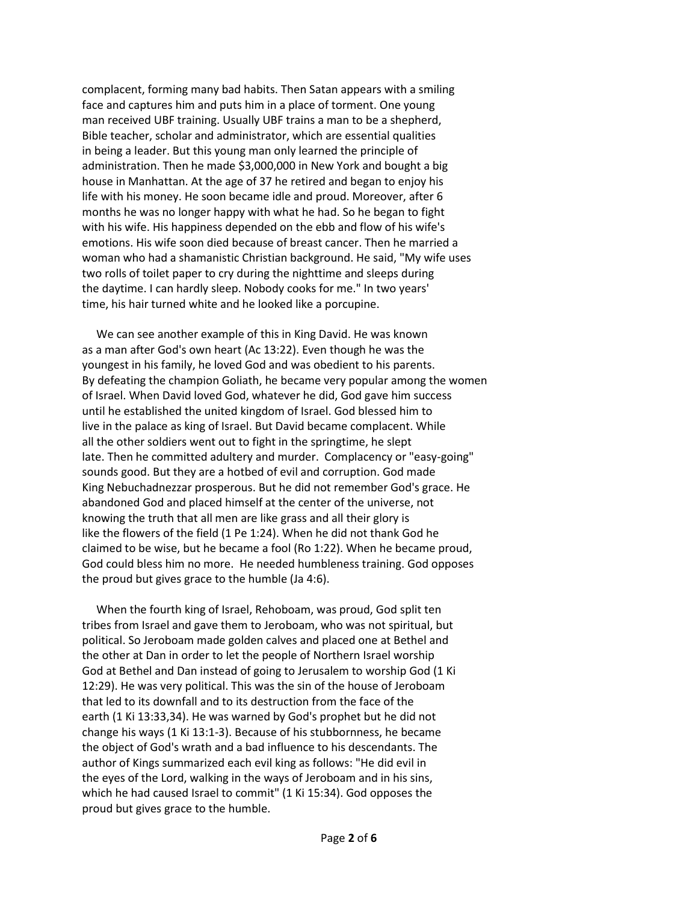complacent, forming many bad habits. Then Satan appears with a smiling face and captures him and puts him in a place of torment. One young man received UBF training. Usually UBF trains a man to be a shepherd, Bible teacher, scholar and administrator, which are essential qualities in being a leader. But this young man only learned the principle of administration. Then he made $3,000,000 in New York and bought a big house in Manhattan. At the age of 37 he retired and began to enjoy his life with his money. He soon became idle and proud. Moreover, after 6 months he was no longer happy with what he had. So he began to fight with his wife. His happiness depended on the ebb and flow of his wife's emotions. His wife soon died because of breast cancer. Then he married a woman who had a shamanistic Christian background. He said, "My wife uses two rolls of toilet paper to cry during the nighttime and sleeps during the daytime. I can hardly sleep. Nobody cooks for me." In two years' time, his hair turned white and he looked like a porcupine.

We can see another example of this in King David. He was known as a man after God's own heart (Ac 13:22). Even though he was the youngest in his family, he loved God and was obedient to his parents. By defeating the champion Goliath, he became very popular among the women of Israel. When David loved God, whatever he did, God gave him success until he established the united kingdom of Israel. God blessed him to live in the palace as king of Israel. But David became complacent. While all the other soldiers went out to fight in the springtime, he slept late. Then he committed adultery and murder. Complacency or "easy-going" sounds good. But they are a hotbed of evil and corruption. God made King Nebuchadnezzar prosperous. But he did not remember God's grace. He abandoned God and placed himself at the center of the universe, not knowing the truth that all men are like grass and all their glory is like the flowers of the field (1 Pe 1:24). When he did not thank God he claimed to be wise, but he became a fool (Ro 1:22). When he became proud, God could bless him no more. He needed humbleness training. God opposes the proud but gives grace to the humble (Ja 4:6).

When the fourth king of Israel, Rehoboam, was proud, God split ten tribes from Israel and gave them to Jeroboam, who was not spiritual, but political. So Jeroboam made golden calves and placed one at Bethel and the other at Dan in order to let the people of Northern Israel worship God at Bethel and Dan instead of going to Jerusalem to worship God (1 Ki 12:29). He was very political. This was the sin of the house of Jeroboam that led to its downfall and to its destruction from the face of the earth (1 Ki 13:33,34). He was warned by God's prophet but he did not change his ways (1 Ki 13:1-3). Because of his stubbornness, he became the object of God's wrath and a bad influence to his descendants. The author of Kings summarized each evil king as follows: "He did evil in the eyes of the Lord, walking in the ways of Jeroboam and in his sins, which he had caused Israel to commit" (1 Ki 15:34). God opposes the proud but gives grace to the humble.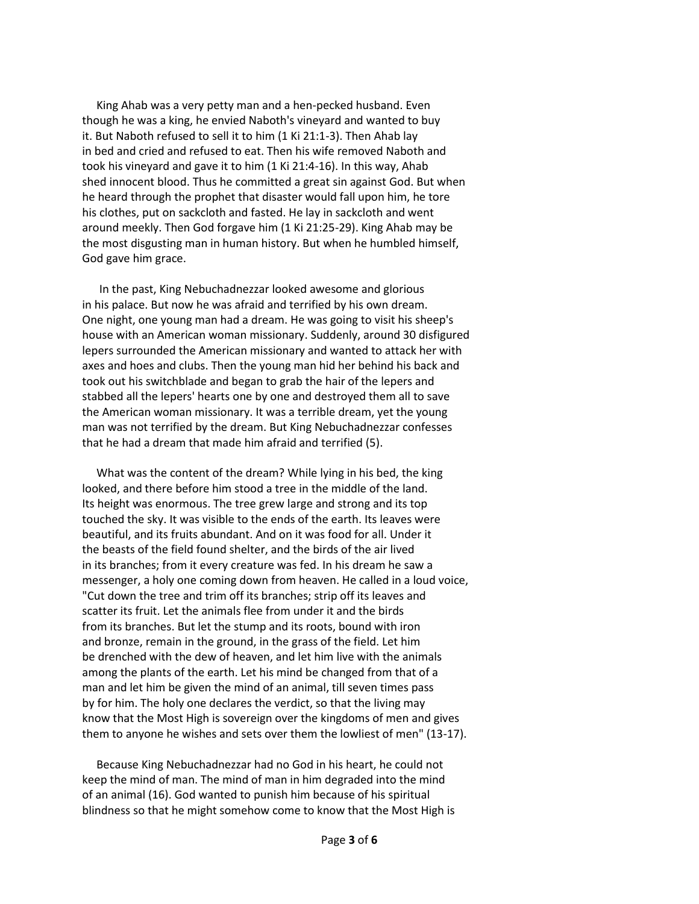King Ahab was a very petty man and a hen-pecked husband. Even though he was a king, he envied Naboth's vineyard and wanted to buy it. But Naboth refused to sell it to him (1 Ki 21:1-3). Then Ahab lay in bed and cried and refused to eat. Then his wife removed Naboth and took his vineyard and gave it to him (1 Ki 21:4-16). In this way, Ahab shed innocent blood. Thus he committed a great sin against God. But when he heard through the prophet that disaster would fall upon him, he tore his clothes, put on sackcloth and fasted. He lay in sackcloth and went around meekly. Then God forgave him (1 Ki 21:25-29). King Ahab may be the most disgusting man in human history. But when he humbled himself, God gave him grace.

In the past, King Nebuchadnezzar looked awesome and glorious in his palace. But now he was afraid and terrified by his own dream. One night, one young man had a dream. He was going to visit his sheep's house with an American woman missionary. Suddenly, around 30 disfigured lepers surrounded the American missionary and wanted to attack her with axes and hoes and clubs. Then the young man hid her behind his back and took out his switchblade and began to grab the hair of the lepers and stabbed all the lepers' hearts one by one and destroyed them all to save the American woman missionary. It was a terrible dream, yet the young man was not terrified by the dream. But King Nebuchadnezzar confesses that he had a dream that made him afraid and terrified (5).

What was the content of the dream? While lying in his bed, the king looked, and there before him stood a tree in the middle of the land. Its height was enormous. The tree grew large and strong and its top touched the sky. It was visible to the ends of the earth. Its leaves were beautiful, and its fruits abundant. And on it was food for all. Under it the beasts of the field found shelter, and the birds of the air lived in its branches; from it every creature was fed. In his dream he saw a messenger, a holy one coming down from heaven. He called in a loud voice, "Cut down the tree and trim off its branches; strip off its leaves and scatter its fruit. Let the animals flee from under it and the birds from its branches. But let the stump and its roots, bound with iron and bronze, remain in the ground, in the grass of the field. Let him be drenched with the dew of heaven, and let him live with the animals among the plants of the earth. Let his mind be changed from that of a man and let him be given the mind of an animal, till seven times pass by for him. The holy one declares the verdict, so that the living may know that the Most High is sovereign over the kingdoms of men and gives them to anyone he wishes and sets over them the lowliest of men" (13-17).

Because King Nebuchadnezzar had no God in his heart, he could not keep the mind of man. The mind of man in him degraded into the mind of an animal (16). God wanted to punish him because of his spiritual blindness so that he might somehow come to know that the Most High is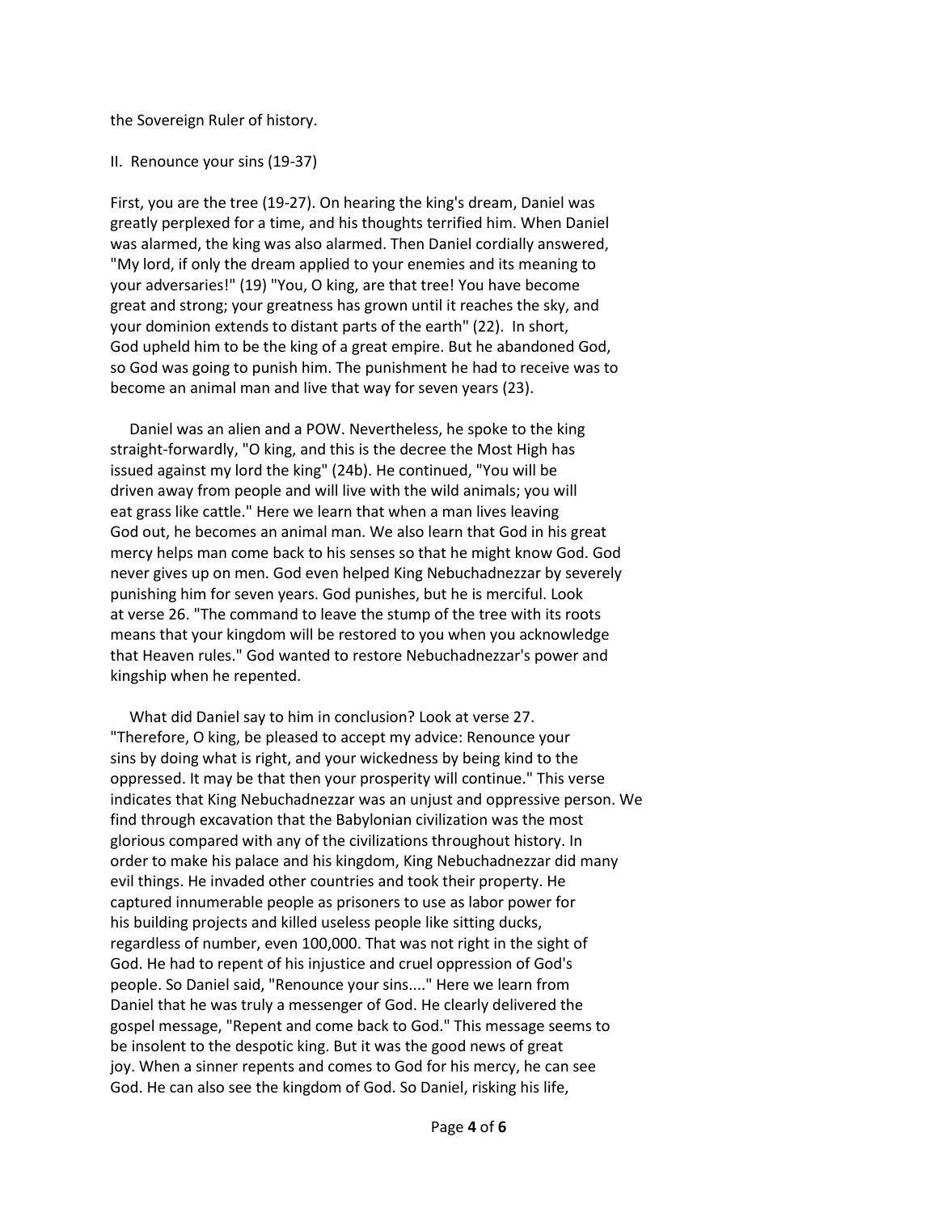the Sovereign Ruler of history.

II. Renounce your sins (19-37)

First, you are the tree (19-27). On hearing the king's dream, Daniel was greatly perplexed for a time, and his thoughts terrified him. When Daniel was alarmed, the king was also alarmed. Then Daniel cordially answered, "My lord, if only the dream applied to your enemies and its meaning to your adversaries!" (19) "You, O king, are that tree! You have become great and strong; your greatness has grown until it reaches the sky, and your dominion extends to distant parts of the earth" (22). In short, God upheld him to be the king of a great empire. But he abandoned God, so God was going to punish him. The punishment he had to receive was to become an animal man and live that way for seven years (23).

Daniel was an alien and a POW. Nevertheless, he spoke to the king straight-forwardly, "O king, and this is the decree the Most High has issued against my lord the king" (24b). He continued, "You will be driven away from people and will live with the wild animals; you will eat grass like cattle." Here we learn that when a man lives leaving God out, he becomes an animal man. We also learn that God in his great mercy helps man come back to his senses so that he might know God. God never gives up on men. God even helped King Nebuchadnezzar by severely punishing him for seven years. God punishes, but he is merciful. Look at verse 26. "The command to leave the stump of the tree with its roots means that your kingdom will be restored to you when you acknowledge that Heaven rules." God wanted to restore Nebuchadnezzar's power and kingship when he repented.

What did Daniel say to him in conclusion? Look at verse 27. "Therefore, O king, be pleased to accept my advice: Renounce your sins by doing what is right, and your wickedness by being kind to the oppressed. It may be that then your prosperity will continue." This verse indicates that King Nebuchadnezzar was an unjust and oppressive person. We find through excavation that the Babylonian civilization was the most glorious compared with any of the civilizations throughout history. In order to make his palace and his kingdom, King Nebuchadnezzar did many evil things. He invaded other countries and took their property. He captured innumerable people as prisoners to use as labor power for his building projects and killed useless people like sitting ducks, regardless of number, even 100,000. That was not right in the sight of God. He had to repent of his injustice and cruel oppression of God's people. So Daniel said, "Renounce your sins...." Here we learn from Daniel that he was truly a messenger of God. He clearly delivered the gospel message, "Repent and come back to God." This message seems to be insolent to the despotic king. But it was the good news of great joy. When a sinner repents and comes to God for his mercy, he can see God. He can also see the kingdom of God. So Daniel, risking his life,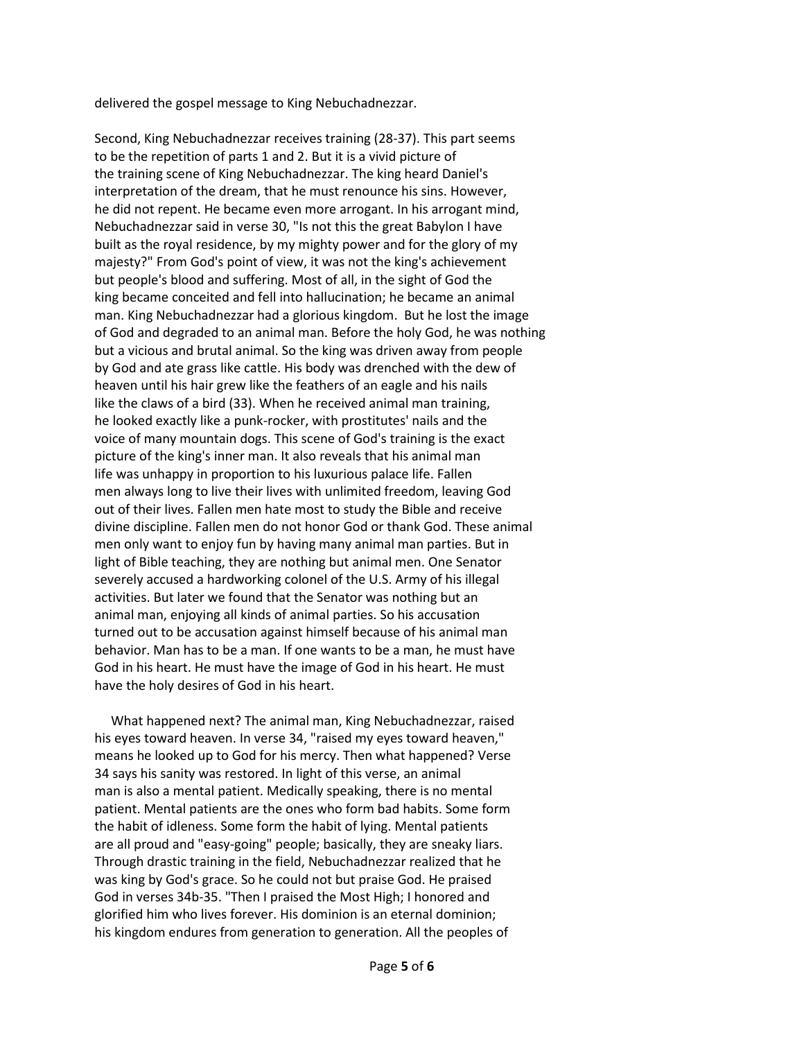delivered the gospel message to King Nebuchadnezzar.

Second, King Nebuchadnezzar receives training (28-37). This part seems to be the repetition of parts 1 and 2. But it is a vivid picture of the training scene of King Nebuchadnezzar. The king heard Daniel's interpretation of the dream, that he must renounce his sins. However, he did not repent. He became even more arrogant. In his arrogant mind, Nebuchadnezzar said in verse 30, "Is not this the great Babylon I have built as the royal residence, by my mighty power and for the glory of my majesty?" From God's point of view, it was not the king's achievement but people's blood and suffering. Most of all, in the sight of God the king became conceited and fell into hallucination; he became an animal man. King Nebuchadnezzar had a glorious kingdom. But he lost the image of God and degraded to an animal man. Before the holy God, he was nothing but a vicious and brutal animal. So the king was driven away from people by God and ate grass like cattle. His body was drenched with the dew of heaven until his hair grew like the feathers of an eagle and his nails like the claws of a bird (33). When he received animal man training, he looked exactly like a punk-rocker, with prostitutes' nails and the voice of many mountain dogs. This scene of God's training is the exact picture of the king's inner man. It also reveals that his animal man life was unhappy in proportion to his luxurious palace life. Fallen men always long to live their lives with unlimited freedom, leaving God out of their lives. Fallen men hate most to study the Bible and receive divine discipline. Fallen men do not honor God or thank God. These animal men only want to enjoy fun by having many animal man parties. But in light of Bible teaching, they are nothing but animal men. One Senator severely accused a hardworking colonel of the U.S. Army of his illegal activities. But later we found that the Senator was nothing but an animal man, enjoying all kinds of animal parties. So his accusation turned out to be accusation against himself because of his animal man behavior. Man has to be a man. If one wants to be a man, he must have God in his heart. He must have the image of God in his heart. He must have the holy desires of God in his heart.

What happened next? The animal man, King Nebuchadnezzar, raised his eyes toward heaven. In verse 34, "raised my eyes toward heaven," means he looked up to God for his mercy. Then what happened? Verse 34 says his sanity was restored. In light of this verse, an animal man is also a mental patient. Medically speaking, there is no mental patient. Mental patients are the ones who form bad habits. Some form the habit of idleness. Some form the habit of lying. Mental patients are all proud and "easy-going" people; basically, they are sneaky liars. Through drastic training in the field, Nebuchadnezzar realized that he was king by God's grace. So he could not but praise God. He praised God in verses 34b-35. "Then I praised the Most High; I honored and glorified him who lives forever. His dominion is an eternal dominion; his kingdom endures from generation to generation. All the peoples of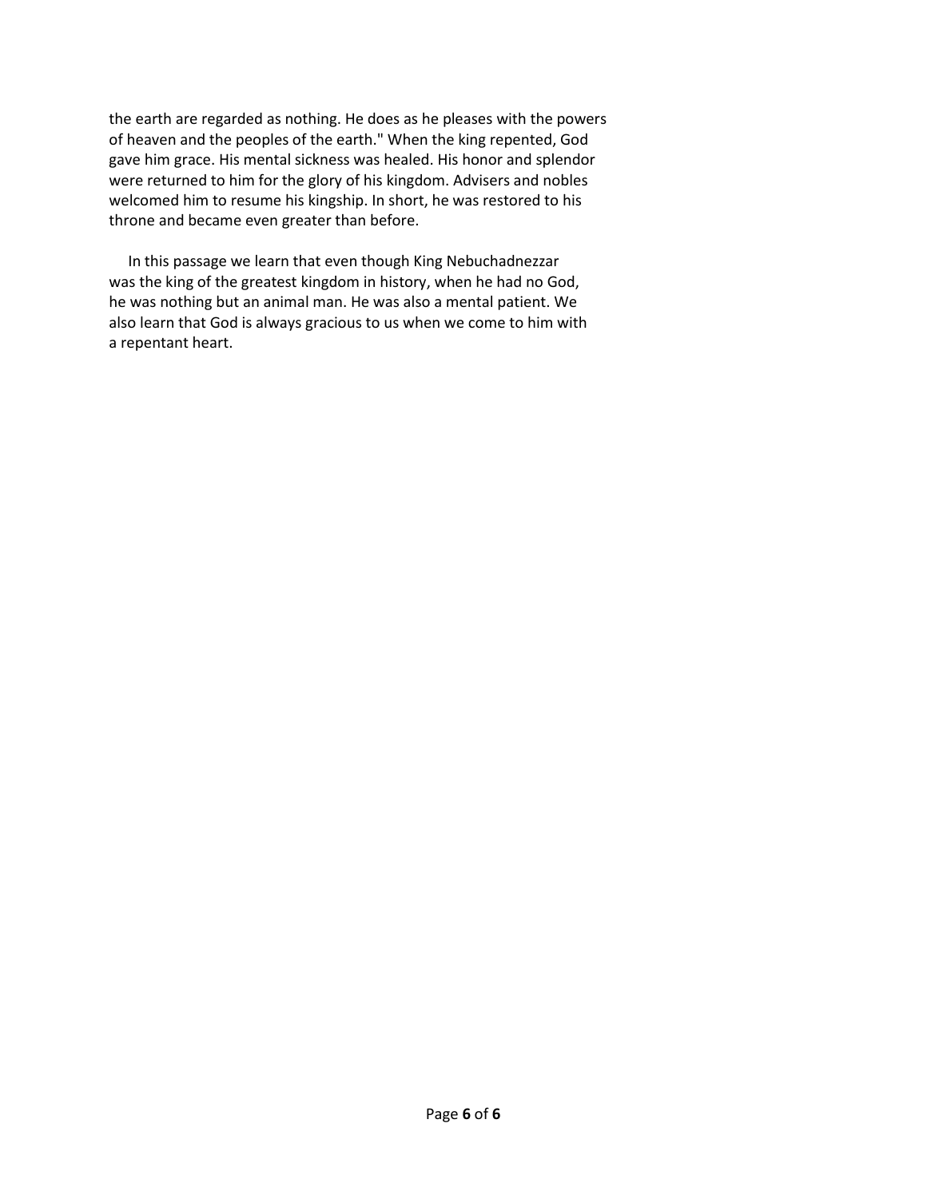the earth are regarded as nothing. He does as he pleases with the powers of heaven and the peoples of the earth." When the king repented, God gave him grace. His mental sickness was healed. His honor and splendor were returned to him for the glory of his kingdom. Advisers and nobles welcomed him to resume his kingship. In short, he was restored to his throne and became even greater than before.

In this passage we learn that even though King Nebuchadnezzar was the king of the greatest kingdom in history, when he had no God, he was nothing but an animal man. He was also a mental patient. We also learn that God is always gracious to us when we come to him with a repentant heart.